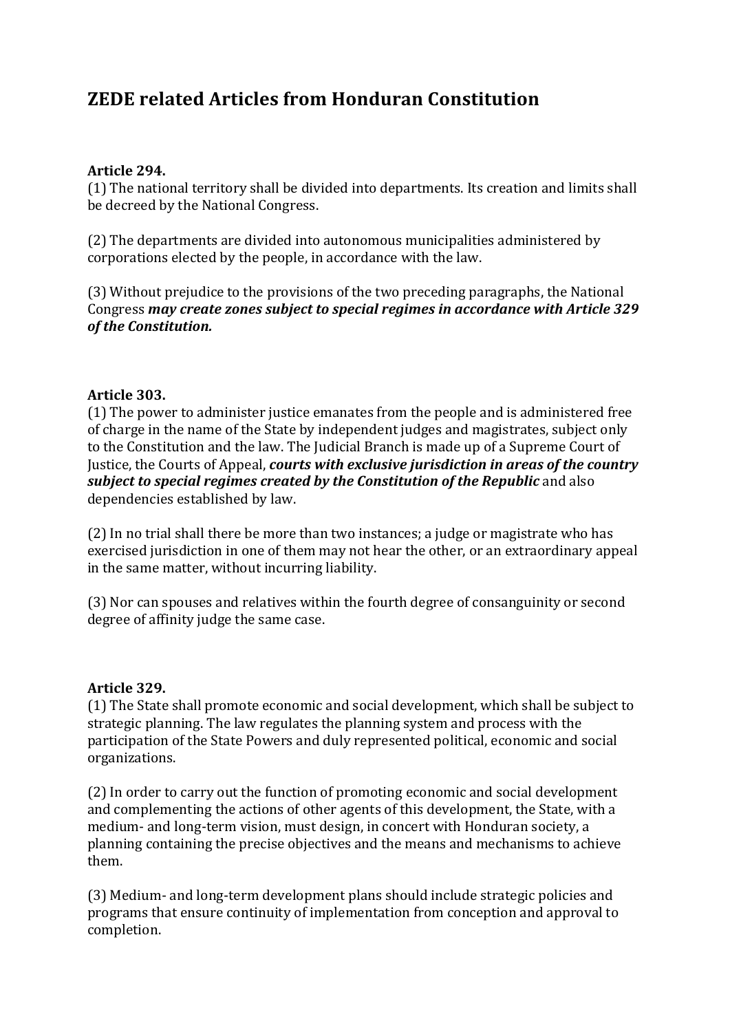# ZEDE related Articles from Honduran Constitution

**Article 294.**
(1) The national territory shall be divided into departments. Its creation and limits shall be decreed by the National Congress.

(2) The departments are divided into autonomous municipalities administered by corporations elected by the people, in accordance with the law.

(3) Without prejudice to the provisions of the two preceding paragraphs, the National Congress ***may create zones subject to special regimes in accordance with Article 329 of the Constitution.***

**Article 303.**
(1) The power to administer justice emanates from the people and is administered free of charge in the name of the State by independent judges and magistrates, subject only to the Constitution and the law. The Judicial Branch is made up of a Supreme Court of Justice, the Courts of Appeal, ***courts with exclusive jurisdiction in areas of the country subject to special regimes created by the Constitution of the Republic*** and also dependencies established by law.

(2) In no trial shall there be more than two instances; a judge or magistrate who has exercised jurisdiction in one of them may not hear the other, or an extraordinary appeal in the same matter, without incurring liability.

(3) Nor can spouses and relatives within the fourth degree of consanguinity or second degree of affinity judge the same case.

**Article 329.**
(1) The State shall promote economic and social development, which shall be subject to strategic planning. The law regulates the planning system and process with the participation of the State Powers and duly represented political, economic and social organizations.

(2) In order to carry out the function of promoting economic and social development and complementing the actions of other agents of this development, the State, with a medium- and long-term vision, must design, in concert with Honduran society, a planning containing the precise objectives and the means and mechanisms to achieve them.

(3) Medium- and long-term development plans should include strategic policies and programs that ensure continuity of implementation from conception and approval to completion.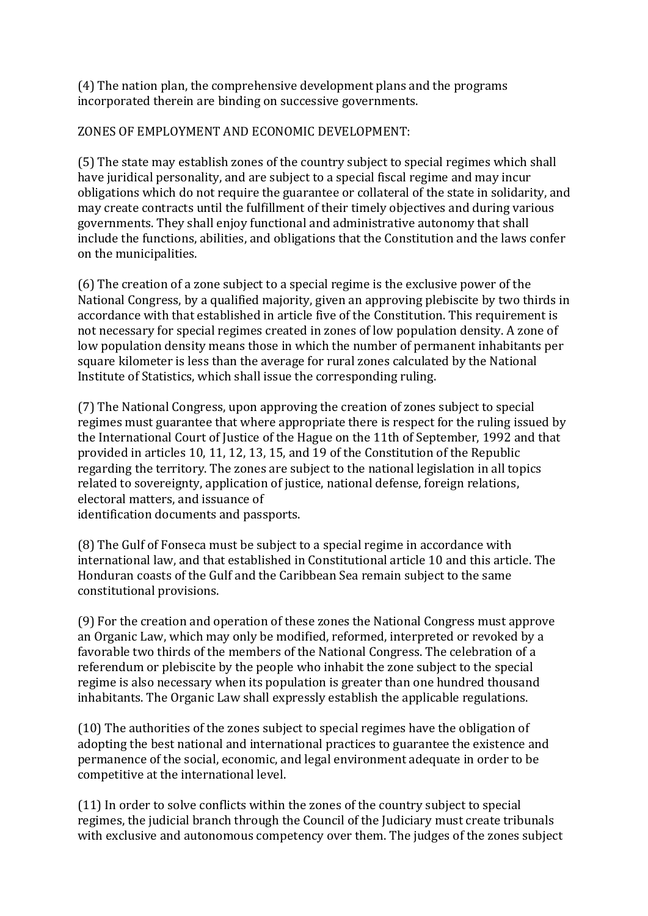(4) The nation plan, the comprehensive development plans and the programs incorporated therein are binding on successive governments.

ZONES OF EMPLOYMENT AND ECONOMIC DEVELOPMENT:

(5) The state may establish zones of the country subject to special regimes which shall have juridical personality, and are subject to a special fiscal regime and may incur obligations which do not require the guarantee or collateral of the state in solidarity, and may create contracts until the fulfillment of their timely objectives and during various governments. They shall enjoy functional and administrative autonomy that shall include the functions, abilities, and obligations that the Constitution and the laws confer on the municipalities.

(6) The creation of a zone subject to a special regime is the exclusive power of the National Congress, by a qualified majority, given an approving plebiscite by two thirds in accordance with that established in article five of the Constitution. This requirement is not necessary for special regimes created in zones of low population density. A zone of low population density means those in which the number of permanent inhabitants per square kilometer is less than the average for rural zones calculated by the National Institute of Statistics, which shall issue the corresponding ruling.

(7) The National Congress, upon approving the creation of zones subject to special regimes must guarantee that where appropriate there is respect for the ruling issued by the International Court of Justice of the Hague on the 11th of September, 1992 and that provided in articles 10, 11, 12, 13, 15, and 19 of the Constitution of the Republic regarding the territory. The zones are subject to the national legislation in all topics related to sovereignty, application of justice, national defense, foreign relations, electoral matters, and issuance of identification documents and passports.

(8) The Gulf of Fonseca must be subject to a special regime in accordance with international law, and that established in Constitutional article 10 and this article. The Honduran coasts of the Gulf and the Caribbean Sea remain subject to the same constitutional provisions.

(9) For the creation and operation of these zones the National Congress must approve an Organic Law, which may only be modified, reformed, interpreted or revoked by a favorable two thirds of the members of the National Congress. The celebration of a referendum or plebiscite by the people who inhabit the zone subject to the special regime is also necessary when its population is greater than one hundred thousand inhabitants. The Organic Law shall expressly establish the applicable regulations.

(10) The authorities of the zones subject to special regimes have the obligation of adopting the best national and international practices to guarantee the existence and permanence of the social, economic, and legal environment adequate in order to be competitive at the international level.

(11) In order to solve conflicts within the zones of the country subject to special regimes, the judicial branch through the Council of the Judiciary must create tribunals with exclusive and autonomous competency over them. The judges of the zones subject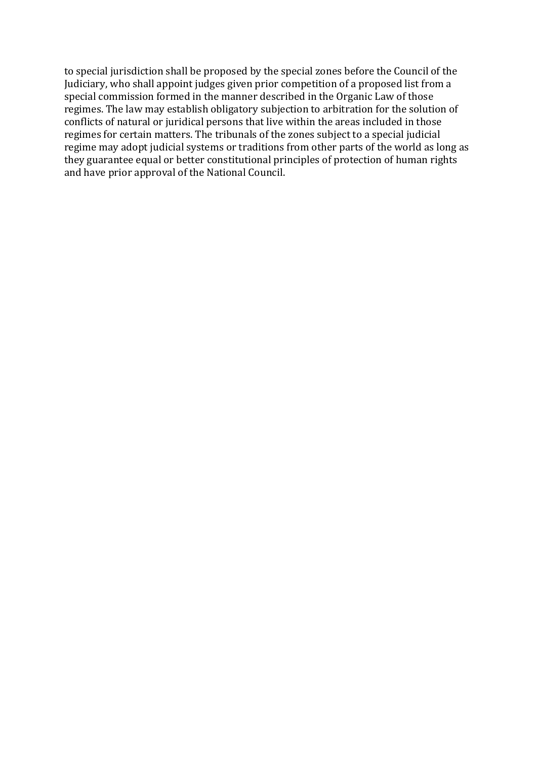to special jurisdiction shall be proposed by the special zones before the Council of the Judiciary, who shall appoint judges given prior competition of a proposed list from a special commission formed in the manner described in the Organic Law of those regimes. The law may establish obligatory subjection to arbitration for the solution of conflicts of natural or juridical persons that live within the areas included in those regimes for certain matters. The tribunals of the zones subject to a special judicial regime may adopt judicial systems or traditions from other parts of the world as long as they guarantee equal or better constitutional principles of protection of human rights and have prior approval of the National Council.